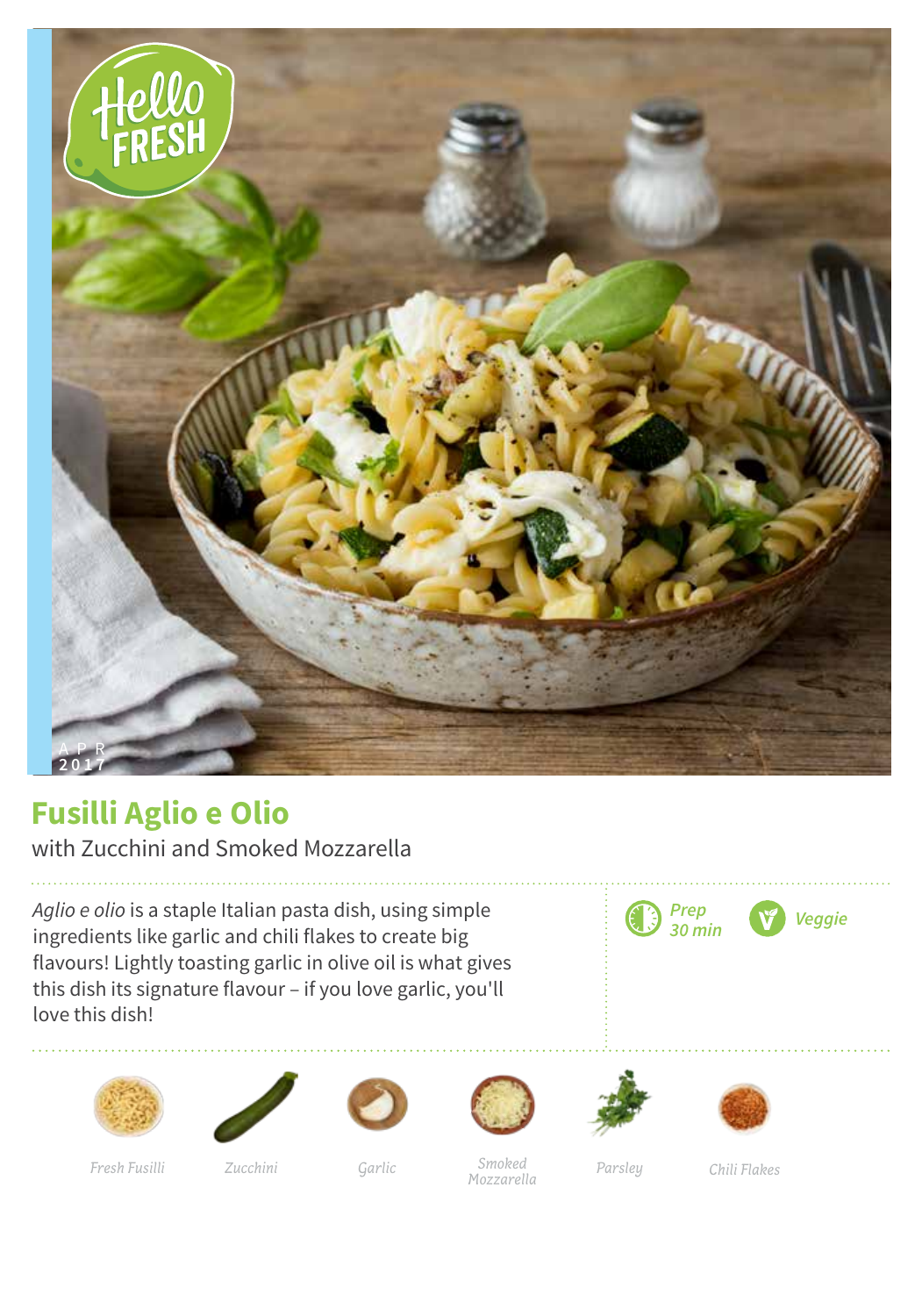APR 2017

# Fusilli Aglio e Olio

with Zucchini and Smoked Mozzarella

*Aglio e olio* is a staple Italian pasta dish, using simple ingredients like garlic and chili flakes to create big flavours! Lightly toasting garlic in olive oil is what gives this dish its signature flavour – if you love garlic, you'll love this dish!

*Prep 30 min* | *Veggie*

*Fresh Fusilli* | *Zucchini* | *Garlic* | *Smoked Mozzarella* | *Parsley* | *Chili Flakes*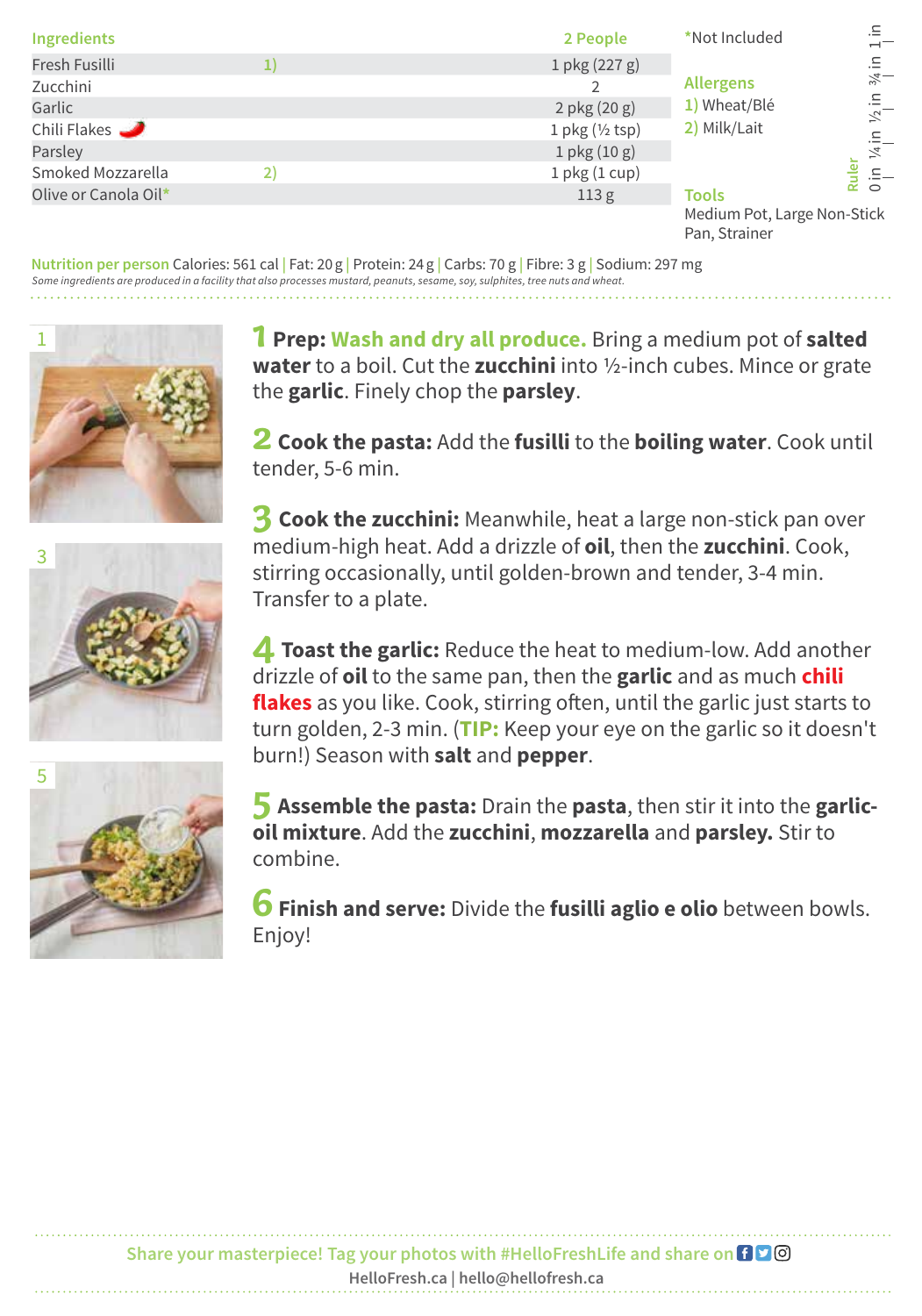## Ingredients

| Ingredients | | 2 People |
|---|---|---|
| Fresh Fusilli | 1) | 1 pkg (227 g) |
| Zucchini | | 2 |
| Garlic | | 2 pkg (20 g) |
| Chili Flakes | | 1 pkg (½ tsp) |
| Parsley | | 1 pkg (10 g) |
| Smoked Mozzarella | 2) | 1 pkg (1 cup) |
| Olive or Canola Oil* | | 113 g |

*Not Included

**Allergens**
1) Wheat/Blé
2) Milk/Lait

**Tools**
Medium Pot, Large Non-Stick Pan, Strainer

Ruler: 0 in, ¼ in, ½ in, ¾ in, 1 in

**Nutrition per person** Calories: 561 cal | Fat: 20 g | Protein: 24 g | Carbs: 70 g | Fibre: 3 g | Sodium: 297 mg

*Some ingredients are produced in a facility that also processes mustard, peanuts, sesame, soy, sulphites, tree nuts and wheat.*

**1 Prep: Wash and dry all produce.** Bring a medium pot of **salted water** to a boil. Cut the **zucchini** into ½-inch cubes. Mince or grate the **garlic**. Finely chop the **parsley**.

**2 Cook the pasta:** Add the **fusilli** to the **boiling water**. Cook until tender, 5-6 min.

**3 Cook the zucchini:** Meanwhile, heat a large non-stick pan over medium-high heat. Add a drizzle of **oil**, then the **zucchini**. Cook, stirring occasionally, until golden-brown and tender, 3-4 min. Transfer to a plate.

**4 Toast the garlic:** Reduce the heat to medium-low. Add another drizzle of **oil** to the same pan, then the **garlic** and as much **chili flakes** as you like. Cook, stirring often, until the garlic just starts to turn golden, 2-3 min. (**TIP:** Keep your eye on the garlic so it doesn't burn!) Season with **salt** and **pepper**.

**5 Assemble the pasta:** Drain the **pasta**, then stir it into the **garlic-oil mixture**. Add the **zucchini**, **mozzarella** and **parsley.** Stir to combine.

**6 Finish and serve:** Divide the **fusilli aglio e olio** between bowls. Enjoy!

Share your masterpiece! Tag your photos with #HelloFreshLife and share on

HelloFresh.ca | hello@hellofresh.ca